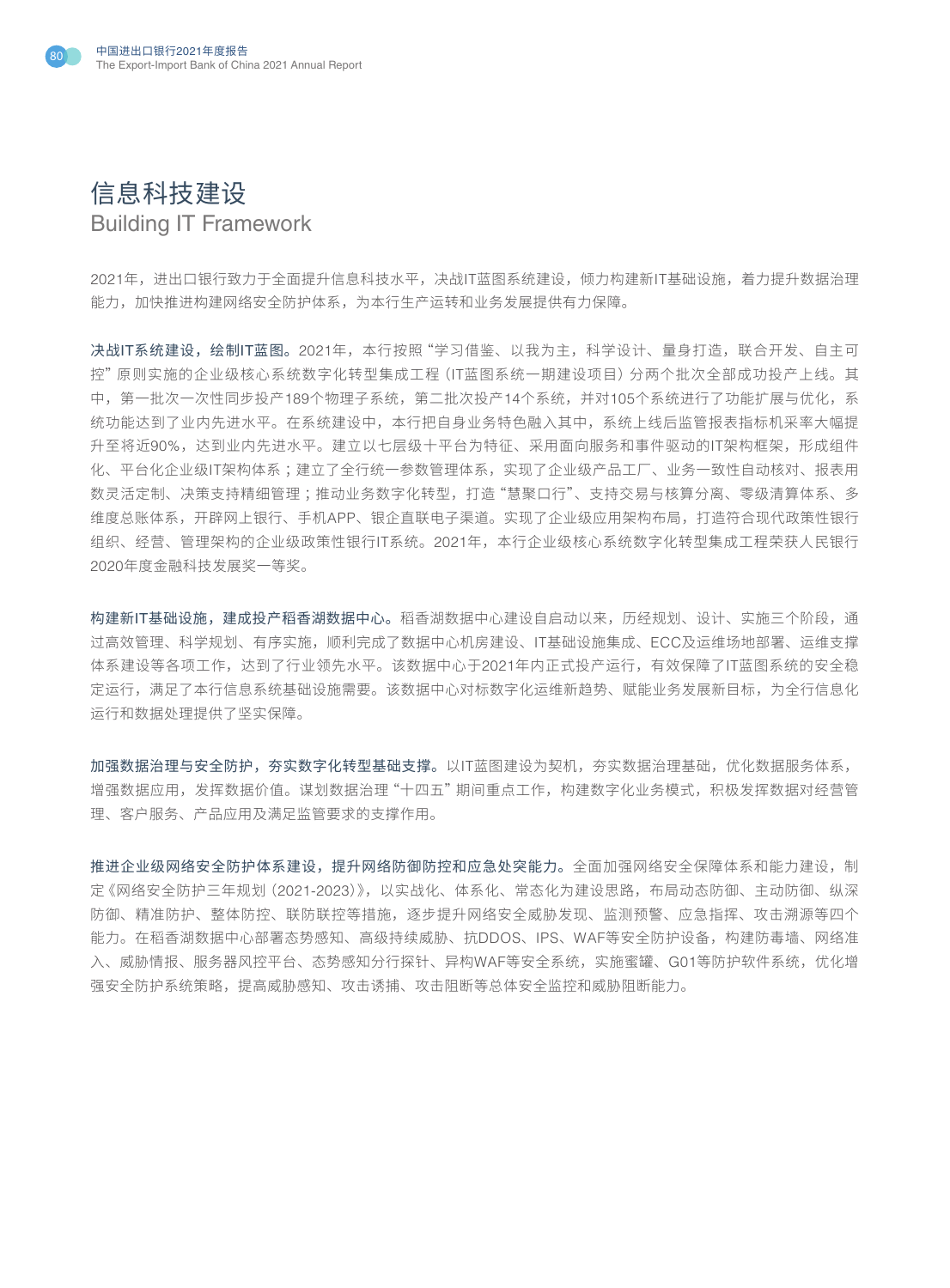# 信息科技建设
## Building IT Framework

2021年，进出口银行致力于全面提升信息科技水平，决战IT蓝图系统建设，倾力构建新IT基础设施，着力提升数据治理能力，加快推进构建网络安全防护体系，为本行生产运转和业务发展提供有力保障。

**决战IT系统建设，绘制IT蓝图。**2021年，本行按照“学习借鉴、以我为主，科学设计、量身打造，联合开发、自主可控”原则实施的企业级核心系统数字化转型集成工程（IT蓝图系统一期建设项目）分两个批次全部成功投产上线。其中，第一批次一次性同步投产189个物理子系统，第二批次投产14个系统，并对105个系统进行了功能扩展与优化，系统功能达到了业内先进水平。在系统建设中，本行把自身业务特色融入其中，系统上线后监管报表指标机采率大幅提升至将近90%，达到业内先进水平。建立以七层级十平台为特征、采用面向服务和事件驱动的IT架构框架，形成组件化、平台化企业级IT架构体系；建立了全行统一参数管理体系，实现了企业级产品工厂、业务一致性自动核对、报表用数灵活定制、决策支持精细管理；推动业务数字化转型，打造“慧聚口行”、支持交易与核算分离、零级清算体系、多维度总账体系，开辟网上银行、手机APP、银企直联电子渠道。实现了企业级应用架构布局，打造符合现代政策性银行组织、经营、管理架构的企业级政策性银行IT系统。2021年，本行企业级核心系统数字化转型集成工程荣获人民银行2020年度金融科技发展奖一等奖。

**构建新IT基础设施，建成投产稻香湖数据中心。**稻香湖数据中心建设自启动以来，历经规划、设计、实施三个阶段，通过高效管理、科学规划、有序实施，顺利完成了数据中心机房建设、IT基础设施集成、ECC及运维场地部署、运维支撑体系建设等各项工作，达到了行业领先水平。该数据中心于2021年内正式投产运行，有效保障了IT蓝图系统的安全稳定运行，满足了本行信息系统基础设施需要。该数据中心对标数字化运维新趋势、赋能业务发展新目标，为全行信息化运行和数据处理提供了坚实保障。

**加强数据治理与安全防护，夯实数字化转型基础支撑。**以IT蓝图建设为契机，夯实数据治理基础，优化数据服务体系，增强数据应用，发挥数据价值。谋划数据治理“十四五”期间重点工作，构建数字化业务模式，积极发挥数据对经营管理、客户服务、产品应用及满足监管要求的支撑作用。

**推进企业级网络安全防护体系建设，提升网络防御防控和应急处突能力。**全面加强网络安全保障体系和能力建设，制定《网络安全防护三年规划（2021-2023）》，以实战化、体系化、常态化为建设思路，布局动态防御、主动防御、纵深防御、精准防护、整体防控、联防联控等措施，逐步提升网络安全威胁发现、监测预警、应急指挥、攻击溯源等四个能力。在稻香湖数据中心部署态势感知、高级持续威胁、抗DDOS、IPS、WAF等安全防护设备，构建防毒墙、网络准入、威胁情报、服务器风控平台、态势感知分行探针、异构WAF等安全系统，实施蜜罐、G01等防护软件系统，优化增强安全防护系统策略，提高威胁感知、攻击诱捕、攻击阻断等总体安全监控和威胁阻断能力。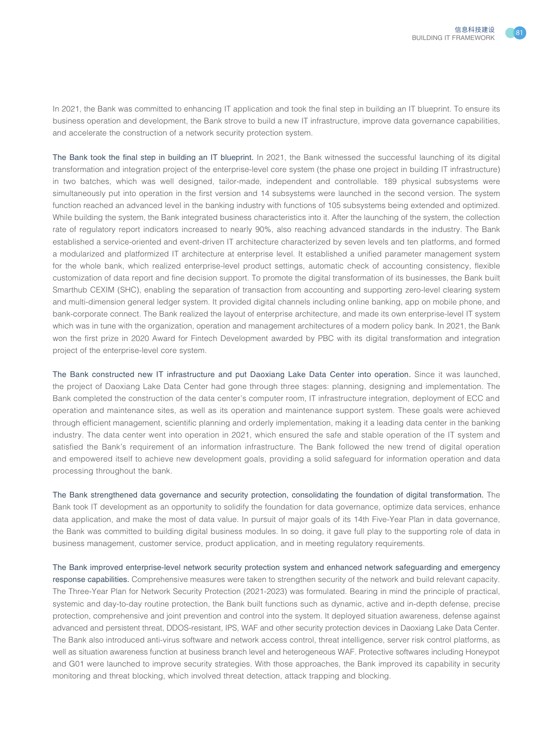In 2021, the Bank was committed to enhancing IT application and took the final step in building an IT blueprint. To ensure its business operation and development, the Bank strove to build a new IT infrastructure, improve data governance capabilities, and accelerate the construction of a network security protection system.

**The Bank took the final step in building an IT blueprint.** In 2021, the Bank witnessed the successful launching of its digital transformation and integration project of the enterprise-level core system (the phase one project in building IT infrastructure) in two batches, which was well designed, tailor-made, independent and controllable. 189 physical subsystems were simultaneously put into operation in the first version and 14 subsystems were launched in the second version. The system function reached an advanced level in the banking industry with functions of 105 subsystems being extended and optimized. While building the system, the Bank integrated business characteristics into it. After the launching of the system, the collection rate of regulatory report indicators increased to nearly 90%, also reaching advanced standards in the industry. The Bank established a service-oriented and event-driven IT architecture characterized by seven levels and ten platforms, and formed a modularized and platformized IT architecture at enterprise level. It established a unified parameter management system for the whole bank, which realized enterprise-level product settings, automatic check of accounting consistency, flexible customization of data report and fine decision support. To promote the digital transformation of its businesses, the Bank built Smarthub CEXIM (SHC), enabling the separation of transaction from accounting and supporting zero-level clearing system and multi-dimension general ledger system. It provided digital channels including online banking, app on mobile phone, and bank-corporate connect. The Bank realized the layout of enterprise architecture, and made its own enterprise-level IT system which was in tune with the organization, operation and management architectures of a modern policy bank. In 2021, the Bank won the first prize in 2020 Award for Fintech Development awarded by PBC with its digital transformation and integration project of the enterprise-level core system.

**The Bank constructed new IT infrastructure and put Daoxiang Lake Data Center into operation.** Since it was launched, the project of Daoxiang Lake Data Center had gone through three stages: planning, designing and implementation. The Bank completed the construction of the data center's computer room, IT infrastructure integration, deployment of ECC and operation and maintenance sites, as well as its operation and maintenance support system. These goals were achieved through efficient management, scientific planning and orderly implementation, making it a leading data center in the banking industry. The data center went into operation in 2021, which ensured the safe and stable operation of the IT system and satisfied the Bank's requirement of an information infrastructure. The Bank followed the new trend of digital operation and empowered itself to achieve new development goals, providing a solid safeguard for information operation and data processing throughout the bank.

**The Bank strengthened data governance and security protection, consolidating the foundation of digital transformation.** The Bank took IT development as an opportunity to solidify the foundation for data governance, optimize data services, enhance data application, and make the most of data value. In pursuit of major goals of its 14th Five-Year Plan in data governance, the Bank was committed to building digital business modules. In so doing, it gave full play to the supporting role of data in business management, customer service, product application, and in meeting regulatory requirements.

**The Bank improved enterprise-level network security protection system and enhanced network safeguarding and emergency response capabilities.** Comprehensive measures were taken to strengthen security of the network and build relevant capacity. The Three-Year Plan for Network Security Protection (2021-2023) was formulated. Bearing in mind the principle of practical, systemic and day-to-day routine protection, the Bank built functions such as dynamic, active and in-depth defense, precise protection, comprehensive and joint prevention and control into the system. It deployed situation awareness, defense against advanced and persistent threat, DDOS-resistant, IPS, WAF and other security protection devices in Daoxiang Lake Data Center. The Bank also introduced anti-virus software and network access control, threat intelligence, server risk control platforms, as well as situation awareness function at business branch level and heterogeneous WAF. Protective softwares including Honeypot and G01 were launched to improve security strategies. With those approaches, the Bank improved its capability in security monitoring and threat blocking, which involved threat detection, attack trapping and blocking.